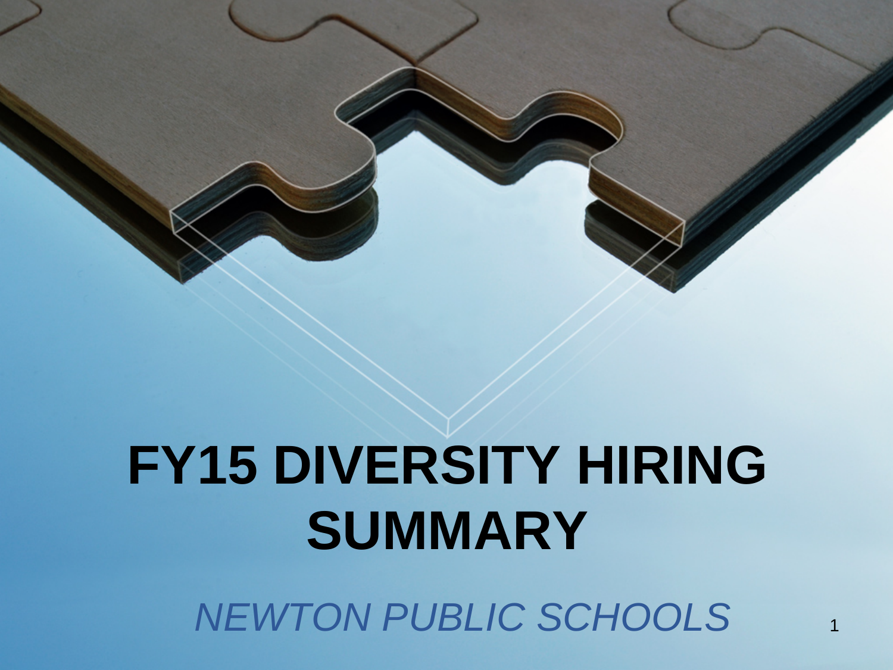# FY15 DIVERSITY HIRING SUMMARY

*NEWTON PUBLIC SCHOOLS*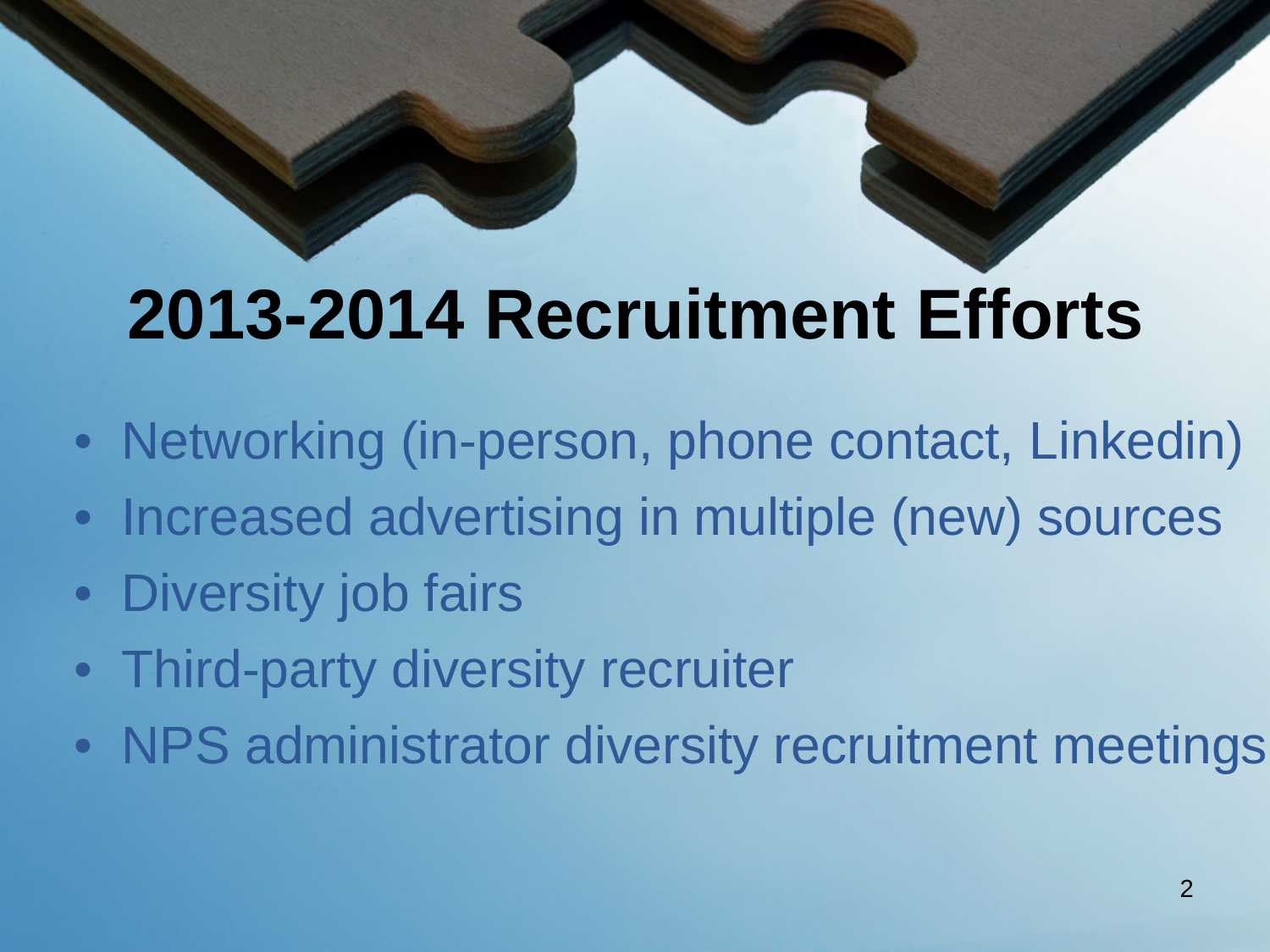# 2013-2014 Recruitment Efforts

- Networking (in-person, phone contact, Linkedin)
- Increased advertising in multiple (new) sources
- Diversity job fairs
- Third-party diversity recruiter
- NPS administrator diversity recruitment meetings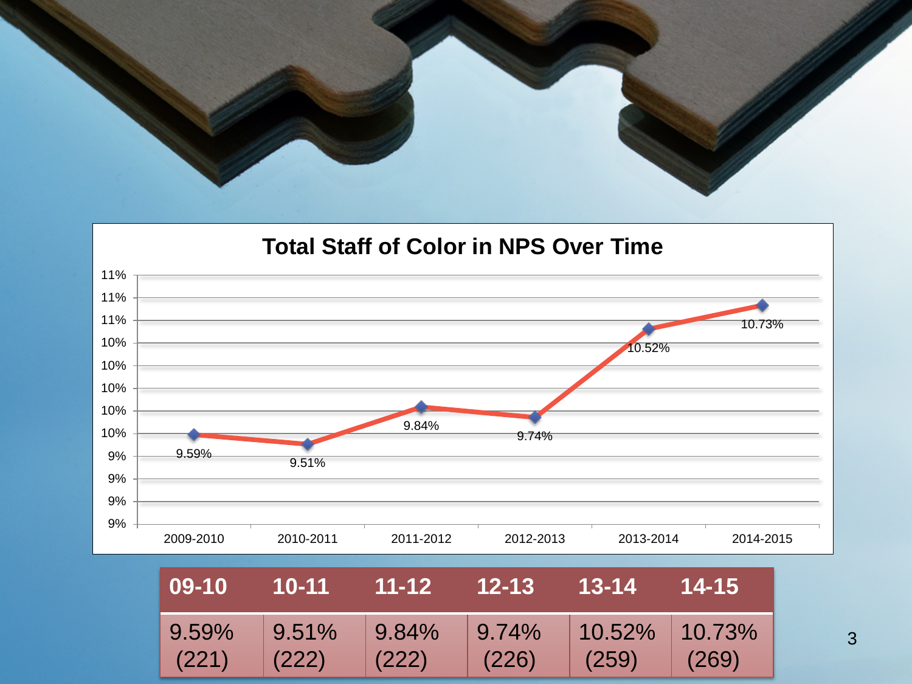**Total Staff of Color in NPS Over Time**

| 2009-2010 | 2010-2011 | 2011-2012 | 2012-2013 | 2013-2014 | 2014-2015 |
|---|---|---|---|---|---|
| 9.59% | 9.51% | 9.84% | 9.74% | 10.52% | 10.73% |

| 09-10 | 10-11 | 11-12 | 12-13 | 13-14 | 14-15 |
|---|---|---|---|---|---|
| 9.59% (221) | 9.51% (222) | 9.84% (222) | 9.74% (226) | 10.52% (259) | 10.73% (269) |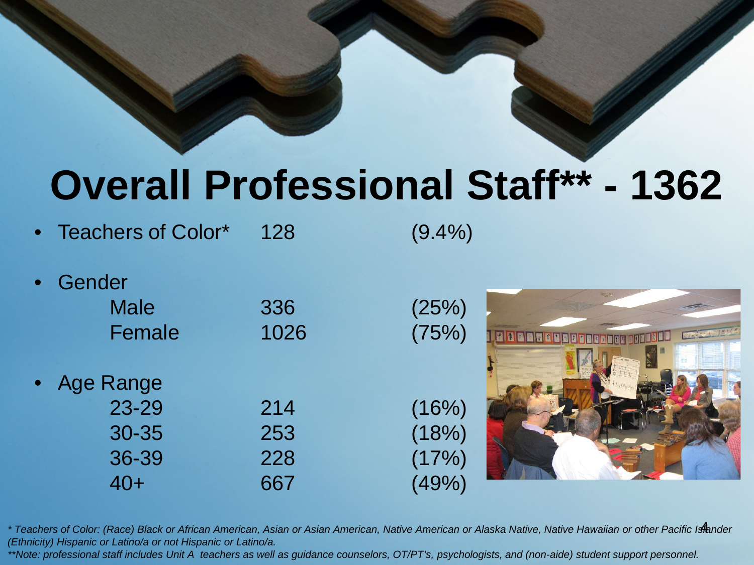# Overall Professional Staff** - 1362

- Teachers of Color* 128 (9.4%)
- Gender

| | | |
|---|---|---|
| Male | 336 | (25%) |
| Female | 1026 | (75%) |

- Age Range

| | | |
|---|---|---|
| 23-29 | 214 | (16%) |
| 30-35 | 253 | (18%) |
| 36-39 | 228 | (17%) |
| 40+ | 667 | (49%) |

*\* Teachers of Color: (Race) Black or African American, Asian or Asian American, Native American or Alaska Native, Native Hawaiian or other Pacific Islander (Ethnicity) Hispanic or Latino/a or not Hispanic or Latino/a.*

*\*\*Note: professional staff includes Unit A teachers as well as guidance counselors, OT/PT's, psychologists, and (non-aide) student support personnel.*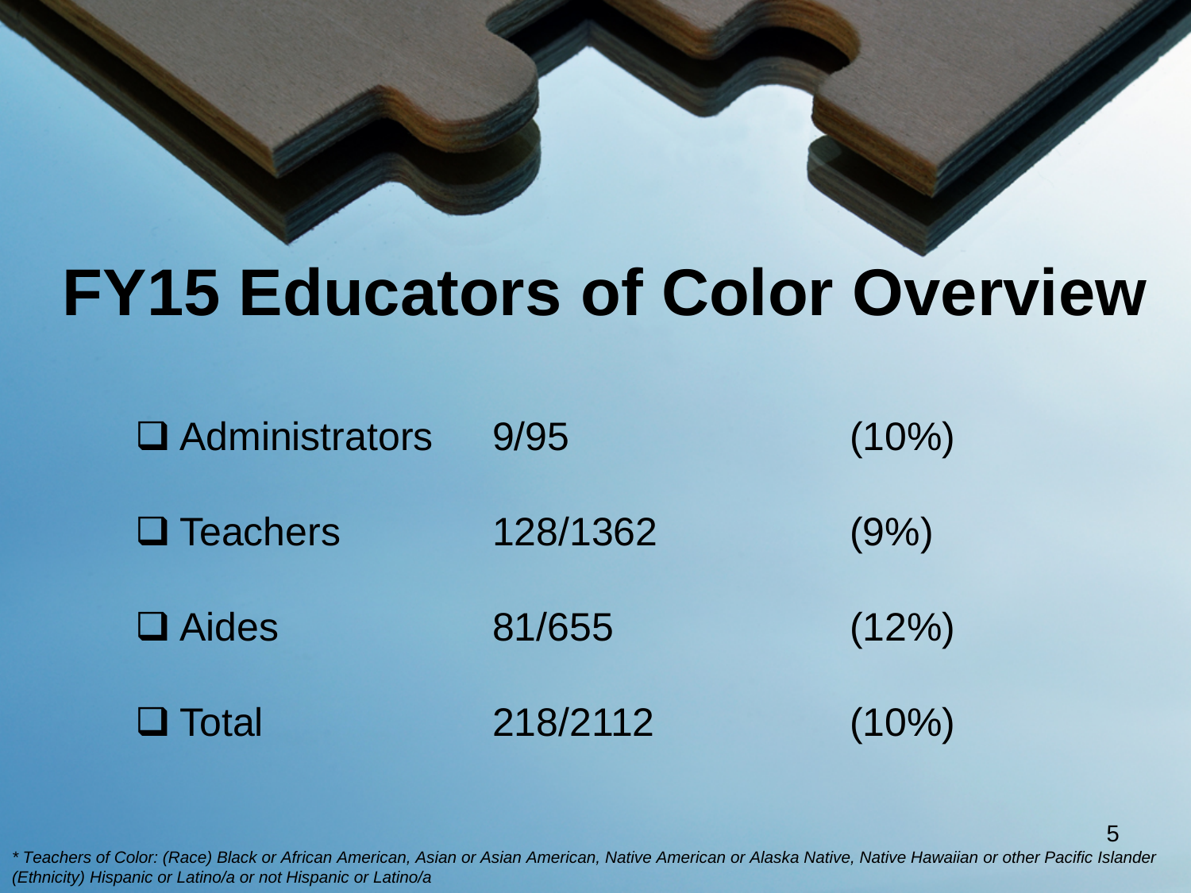# FY15 Educators of Color Overview

| | | |
|---|---|---|
| ❑ Administrators | 9/95 | (10%) |
| ❑ Teachers | 128/1362 | (9%) |
| ❑ Aides | 81/655 | (12%) |
| ❑ Total | 218/2112 | (10%) |

*\* Teachers of Color: (Race) Black or African American, Asian or Asian American, Native American or Alaska Native, Native Hawaiian or other Pacific Islander (Ethnicity) Hispanic or Latino/a or not Hispanic or Latino/a*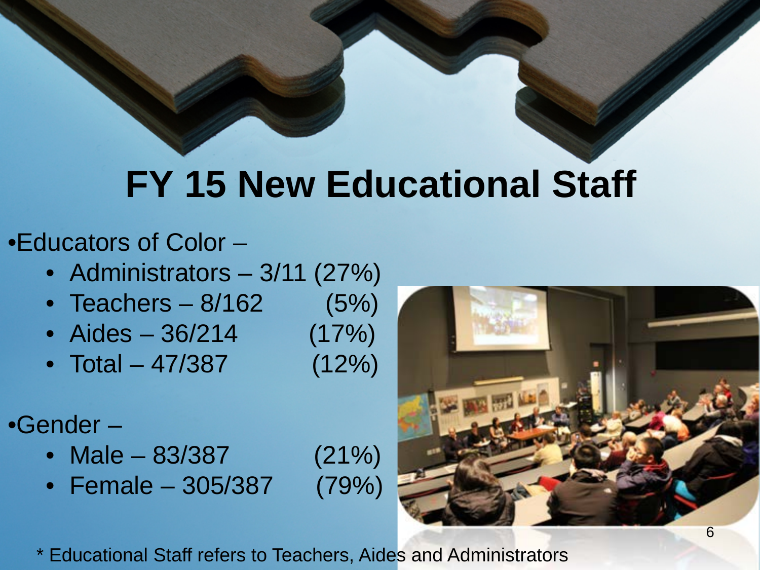# FY 15 New Educational Staff

- Educators of Color –
  - Administrators – 3/11 (27%)
  - Teachers – 8/162 (5%)
  - Aides – 36/214 (17%)
  - Total – 47/387 (12%)

- Gender –
  - Male – 83/387 (21%)
  - Female – 305/387 (79%)

* Educational Staff refers to Teachers, Aides and Administrators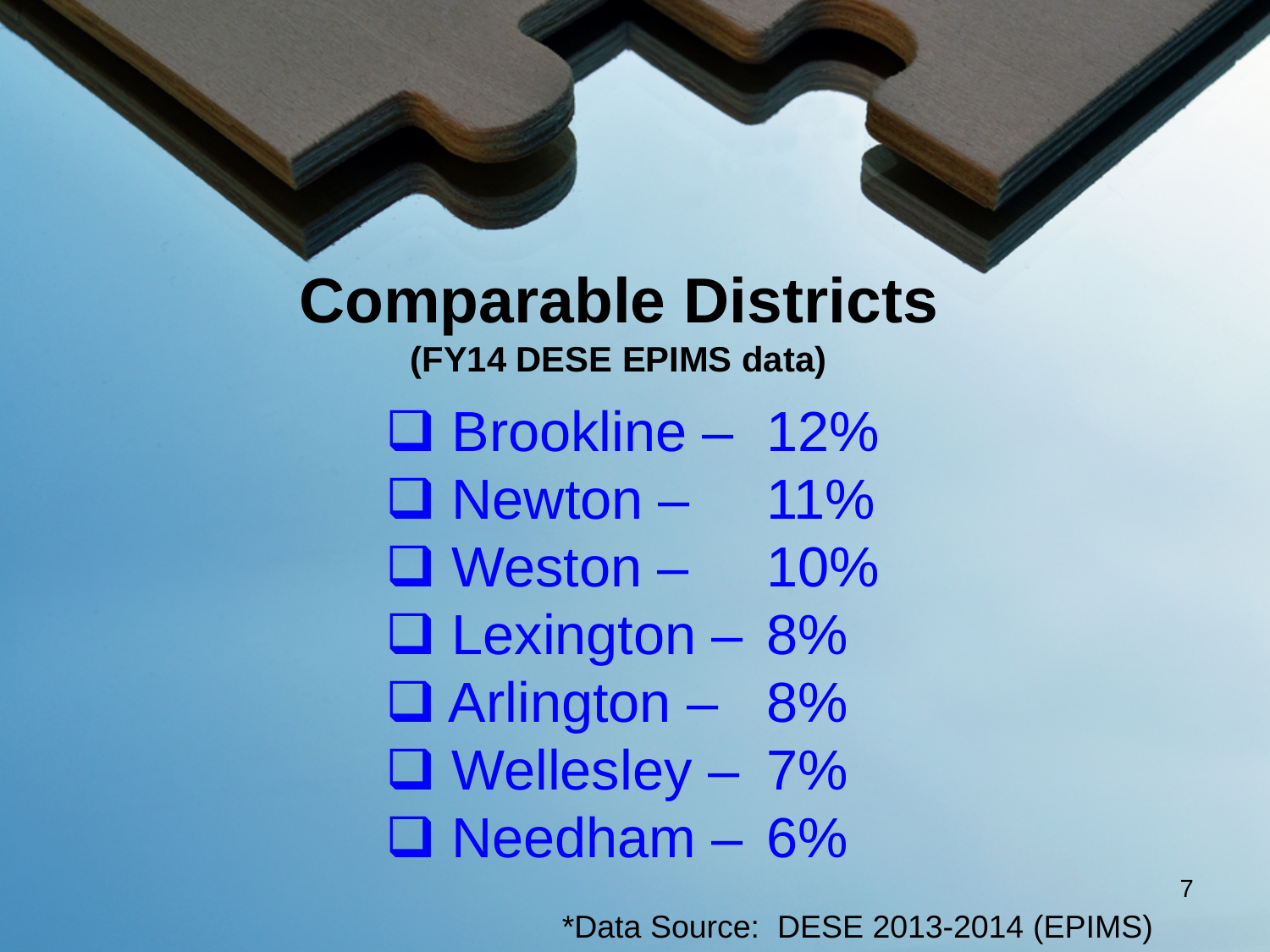# Comparable Districts

**(FY14 DESE EPIMS data)**

- Brookline – 12%
- Newton – 11%
- Weston – 10%
- Lexington – 8%
- Arlington – 8%
- Wellesley – 7%
- Needham – 6%

*Data Source: DESE 2013-2014 (EPIMS)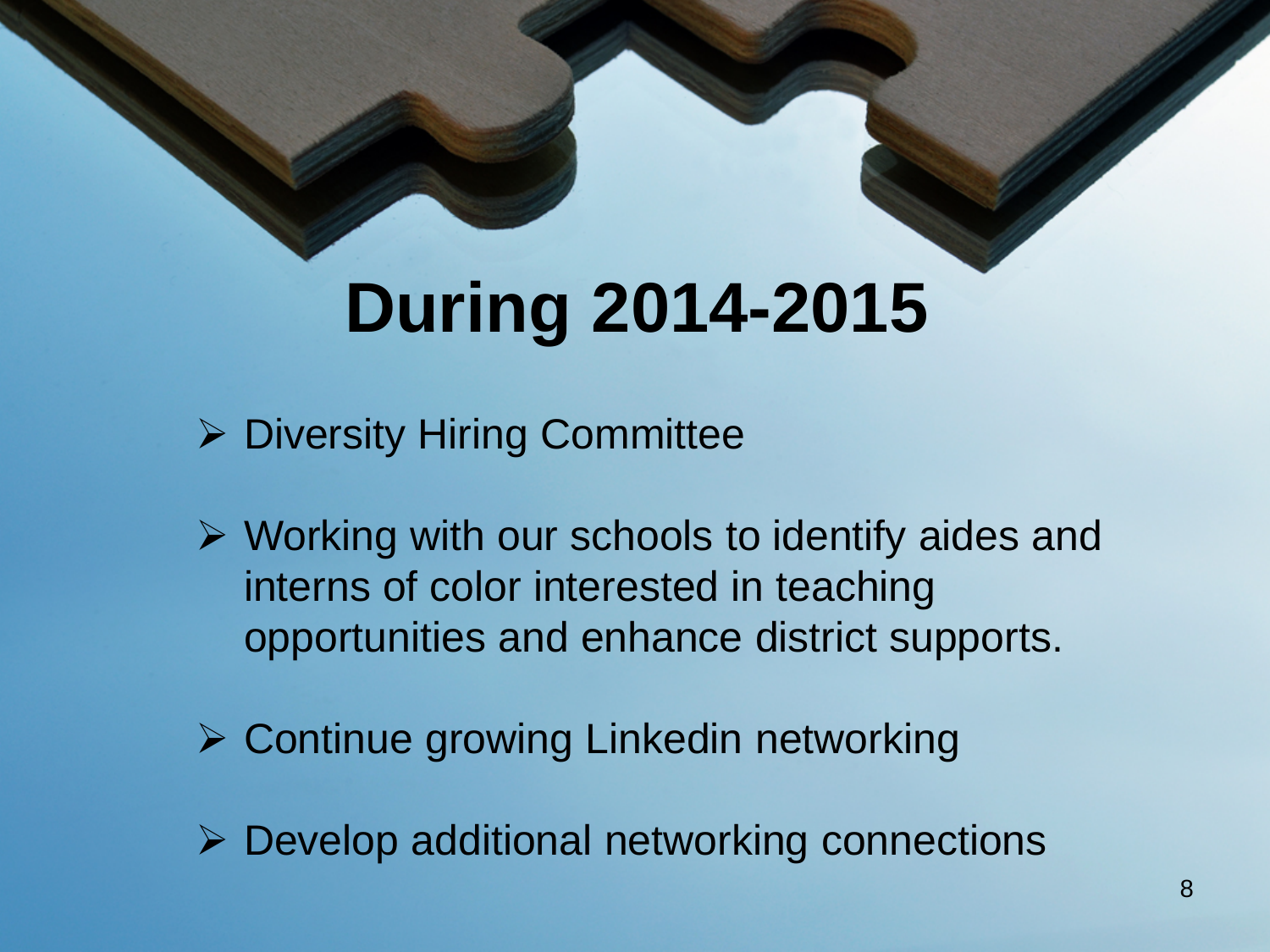# During 2014-2015

- Diversity Hiring Committee
- Working with our schools to identify aides and interns of color interested in teaching opportunities and enhance district supports.
- Continue growing Linkedin networking
- Develop additional networking connections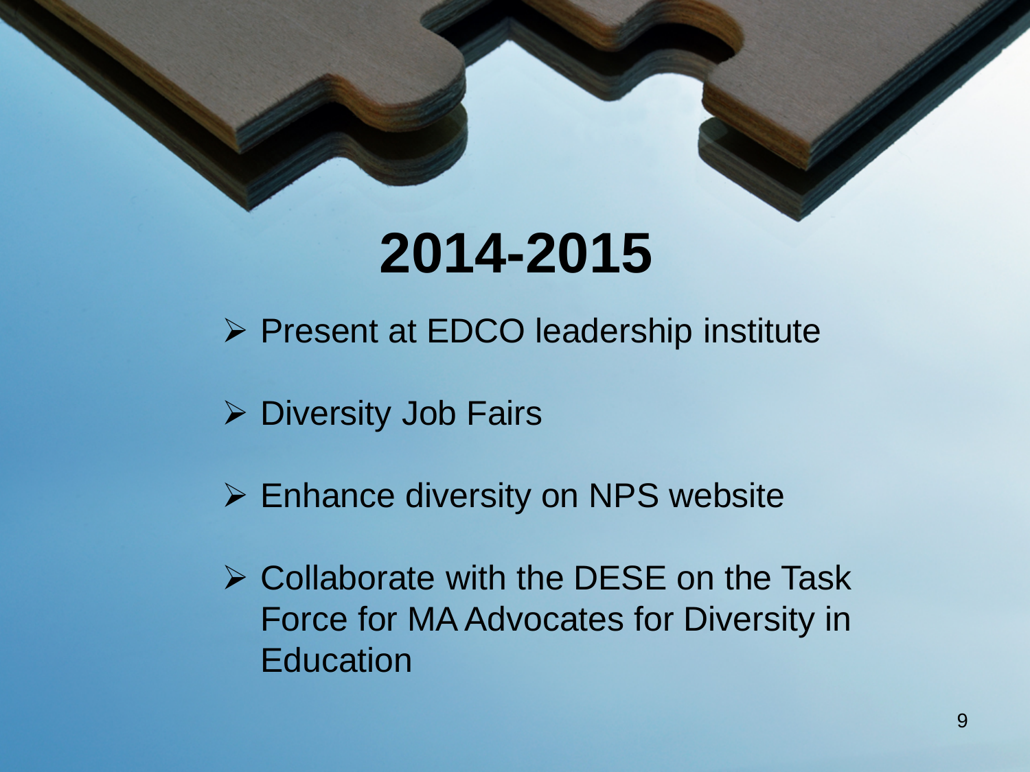# 2014-2015

- Present at EDCO leadership institute
- Diversity Job Fairs
- Enhance diversity on NPS website
- Collaborate with the DESE on the Task Force for MA Advocates for Diversity in Education